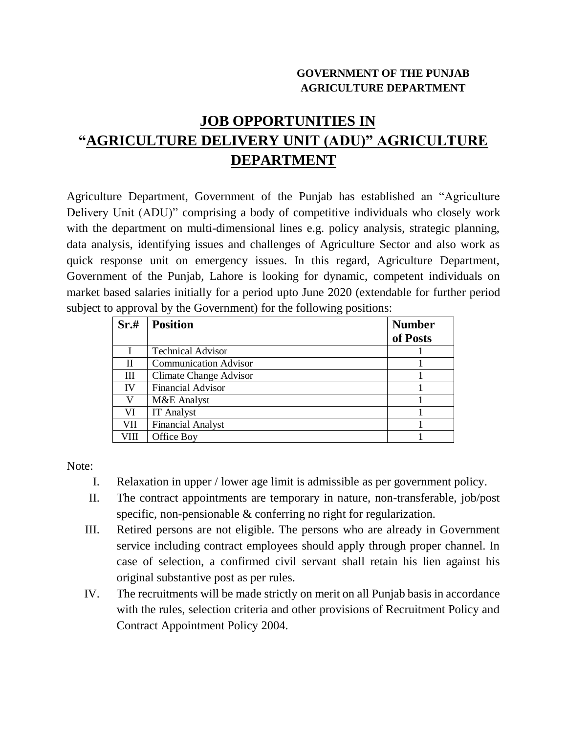**GOVERNMENT OF THE PUNJAB**
**AGRICULTURE DEPARTMENT**

# JOB OPPORTUNITIES IN "AGRICULTURE DELIVERY UNIT (ADU)" AGRICULTURE DEPARTMENT

Agriculture Department, Government of the Punjab has established an "Agriculture Delivery Unit (ADU)" comprising a body of competitive individuals who closely work with the department on multi-dimensional lines e.g. policy analysis, strategic planning, data analysis, identifying issues and challenges of Agriculture Sector and also work as quick response unit on emergency issues. In this regard, Agriculture Department, Government of the Punjab, Lahore is looking for dynamic, competent individuals on market based salaries initially for a period upto June 2020 (extendable for further period subject to approval by the Government) for the following positions:

| Sr.# | Position | Number of Posts |
|---|---|---|
| I | Technical Advisor | 1 |
| II | Communication Advisor | 1 |
| III | Climate Change Advisor | 1 |
| IV | Financial Advisor | 1 |
| V | M&E Analyst | 1 |
| VI | IT Analyst | 1 |
| VII | Financial Analyst | 1 |
| VIII | Office Boy | 1 |

Note:

I. Relaxation in upper / lower age limit is admissible as per government policy.

II. The contract appointments are temporary in nature, non-transferable, job/post specific, non-pensionable & conferring no right for regularization.

III. Retired persons are not eligible. The persons who are already in Government service including contract employees should apply through proper channel. In case of selection, a confirmed civil servant shall retain his lien against his original substantive post as per rules.

IV. The recruitments will be made strictly on merit on all Punjab basis in accordance with the rules, selection criteria and other provisions of Recruitment Policy and Contract Appointment Policy 2004.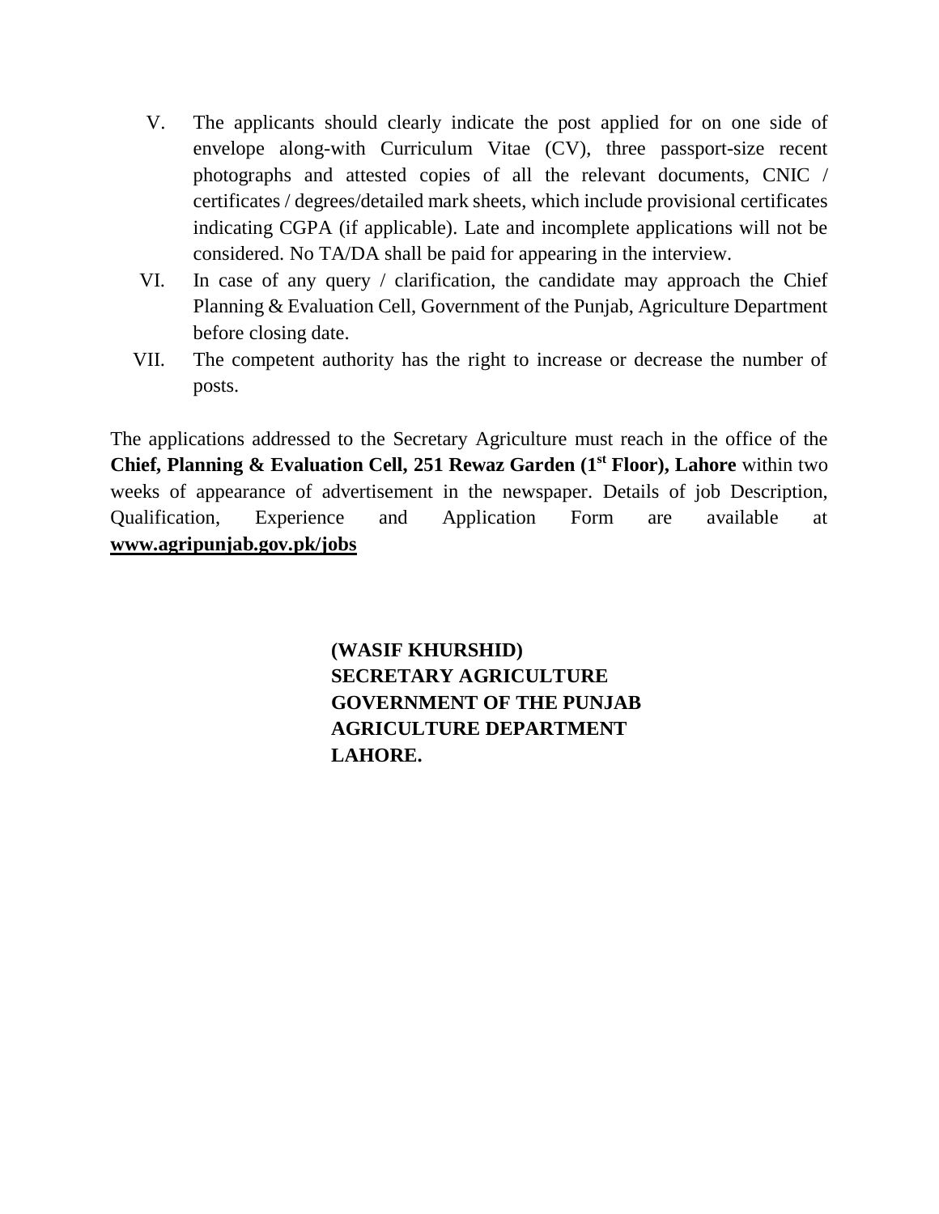V. The applicants should clearly indicate the post applied for on one side of envelope along-with Curriculum Vitae (CV), three passport-size recent photographs and attested copies of all the relevant documents, CNIC / certificates / degrees/detailed mark sheets, which include provisional certificates indicating CGPA (if applicable). Late and incomplete applications will not be considered. No TA/DA shall be paid for appearing in the interview.

VI. In case of any query / clarification, the candidate may approach the Chief Planning & Evaluation Cell, Government of the Punjab, Agriculture Department before closing date.

VII. The competent authority has the right to increase or decrease the number of posts.

The applications addressed to the Secretary Agriculture must reach in the office of the **Chief, Planning & Evaluation Cell, 251 Rewaz Garden (1st Floor), Lahore** within two weeks of appearance of advertisement in the newspaper. Details of job Description, Qualification, Experience and Application Form are available at **www.agripunjab.gov.pk/jobs**

**(WASIF KHURSHID)**
**SECRETARY AGRICULTURE**
**GOVERNMENT OF THE PUNJAB**
**AGRICULTURE DEPARTMENT**
**LAHORE.**